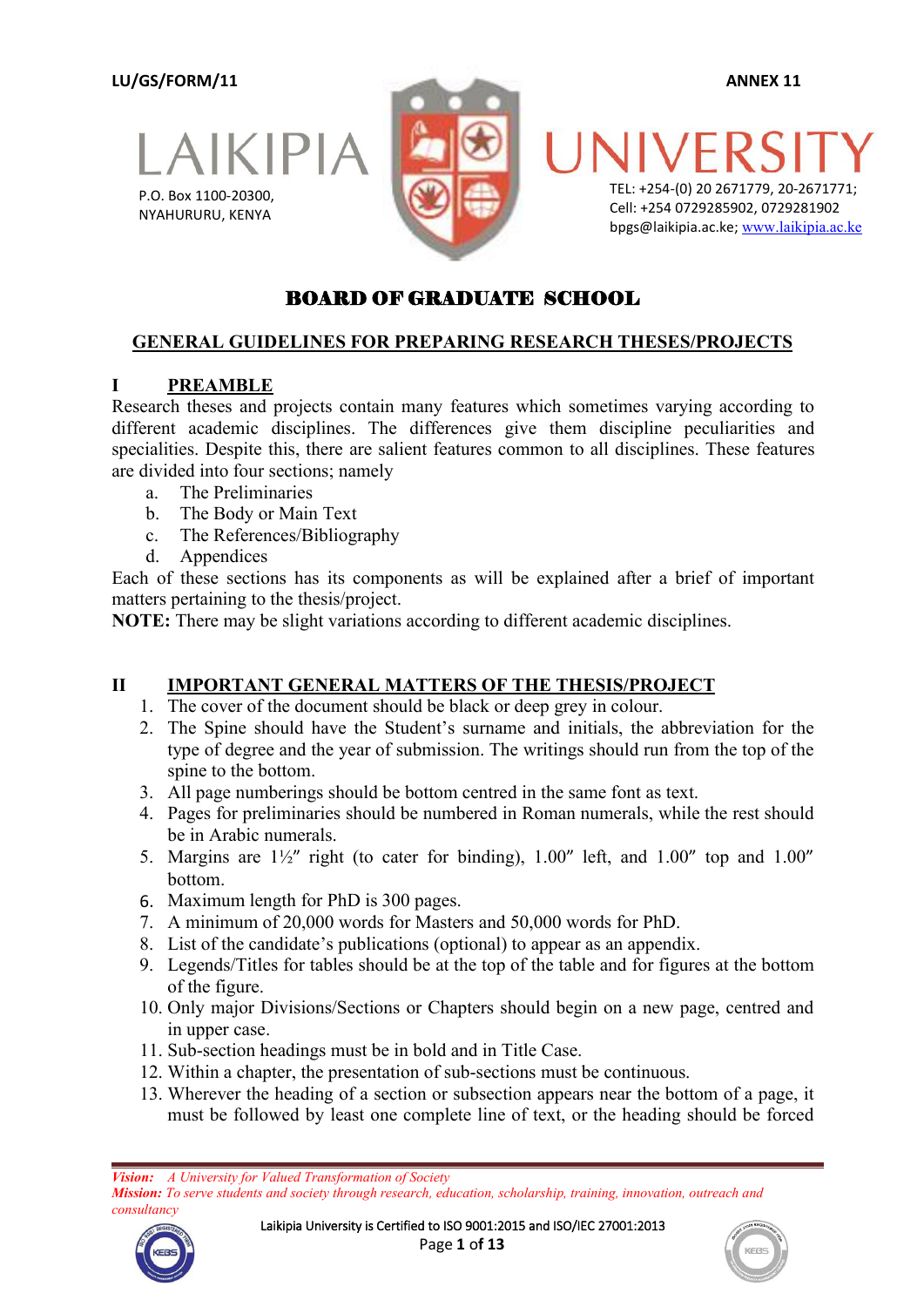LU/GS/FORM/11 ANNEX 11

# LAIKIPIA UNIVERSITY

P.O. Box 1100-20300,
NYAHURURU, KENYA

TEL: +254-(0) 20 2671779, 20-2671771;
Cell: +254 0729285902, 0729281902
bpgs@laikipia.ac.ke; www.laikipia.ac.ke

## BOARD OF GRADUATE SCHOOL

## GENERAL GUIDELINES FOR PREPARING RESEARCH THESES/PROJECTS

### I PREAMBLE

Research theses and projects contain many features which sometimes varying according to different academic disciplines. The differences give them discipline peculiarities and specialities. Despite this, there are salient features common to all disciplines. These features are divided into four sections; namely

a. The Preliminaries
b. The Body or Main Text
c. The References/Bibliography
d. Appendices

Each of these sections has its components as will be explained after a brief of important matters pertaining to the thesis/project.

**NOTE:** There may be slight variations according to different academic disciplines.

### II IMPORTANT GENERAL MATTERS OF THE THESIS/PROJECT

1. The cover of the document should be black or deep grey in colour.
2. The Spine should have the Student's surname and initials, the abbreviation for the type of degree and the year of submission. The writings should run from the top of the spine to the bottom.
3. All page numberings should be bottom centred in the same font as text.
4. Pages for preliminaries should be numbered in Roman numerals, while the rest should be in Arabic numerals.
5. Margins are 1½″ right (to cater for binding), 1.00″ left, and 1.00″ top and 1.00″ bottom.
6. Maximum length for PhD is 300 pages.
7. A minimum of 20,000 words for Masters and 50,000 words for PhD.
8. List of the candidate's publications (optional) to appear as an appendix.
9. Legends/Titles for tables should be at the top of the table and for figures at the bottom of the figure.
10. Only major Divisions/Sections or Chapters should begin on a new page, centred and in upper case.
11. Sub-section headings must be in bold and in Title Case.
12. Within a chapter, the presentation of sub-sections must be continuous.
13. Wherever the heading of a section or subsection appears near the bottom of a page, it must be followed by least one complete line of text, or the heading should be forced

*Vision: A University for Valued Transformation of Society*
*Mission: To serve students and society through research, education, scholarship, training, innovation, outreach and consultancy*

Laikipia University is Certified to ISO 9001:2015 and ISO/IEC 27001:2013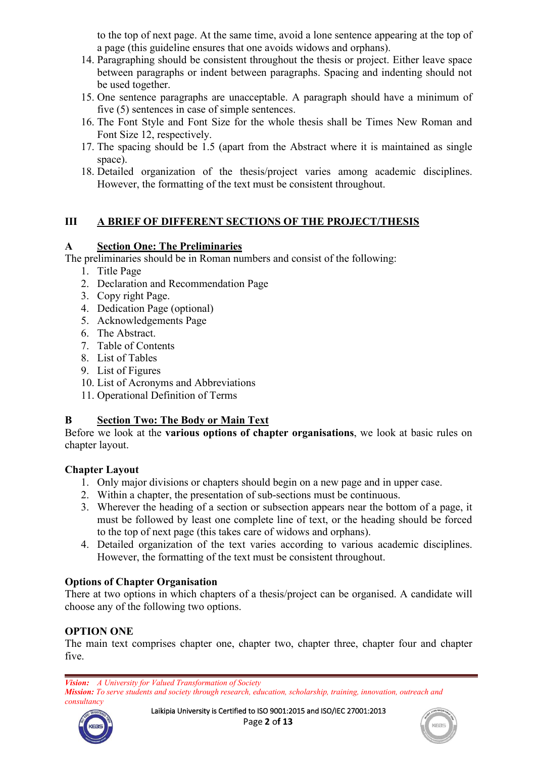to the top of next page. At the same time, avoid a lone sentence appearing at the top of a page (this guideline ensures that one avoids widows and orphans).

14. Paragraphing should be consistent throughout the thesis or project. Either leave space between paragraphs or indent between paragraphs. Spacing and indenting should not be used together.
15. One sentence paragraphs are unacceptable. A paragraph should have a minimum of five (5) sentences in case of simple sentences.
16. The Font Style and Font Size for the whole thesis shall be Times New Roman and Font Size 12, respectively.
17. The spacing should be 1.5 (apart from the Abstract where it is maintained as single space).
18. Detailed organization of the thesis/project varies among academic disciplines. However, the formatting of the text must be consistent throughout.

## III A BRIEF OF DIFFERENT SECTIONS OF THE PROJECT/THESIS

### A Section One: The Preliminaries

The preliminaries should be in Roman numbers and consist of the following:

1. Title Page
2. Declaration and Recommendation Page
3. Copy right Page.
4. Dedication Page (optional)
5. Acknowledgements Page
6. The Abstract.
7. Table of Contents
8. List of Tables
9. List of Figures
10. List of Acronyms and Abbreviations
11. Operational Definition of Terms

### B Section Two: The Body or Main Text

Before we look at the **various options of chapter organisations**, we look at basic rules on chapter layout.

**Chapter Layout**

1. Only major divisions or chapters should begin on a new page and in upper case.
2. Within a chapter, the presentation of sub-sections must be continuous.
3. Wherever the heading of a section or subsection appears near the bottom of a page, it must be followed by least one complete line of text, or the heading should be forced to the top of next page (this takes care of widows and orphans).
4. Detailed organization of the text varies according to various academic disciplines. However, the formatting of the text must be consistent throughout.

**Options of Chapter Organisation**

There at two options in which chapters of a thesis/project can be organised. A candidate will choose any of the following two options.

**OPTION ONE**

The main text comprises chapter one, chapter two, chapter three, chapter four and chapter five.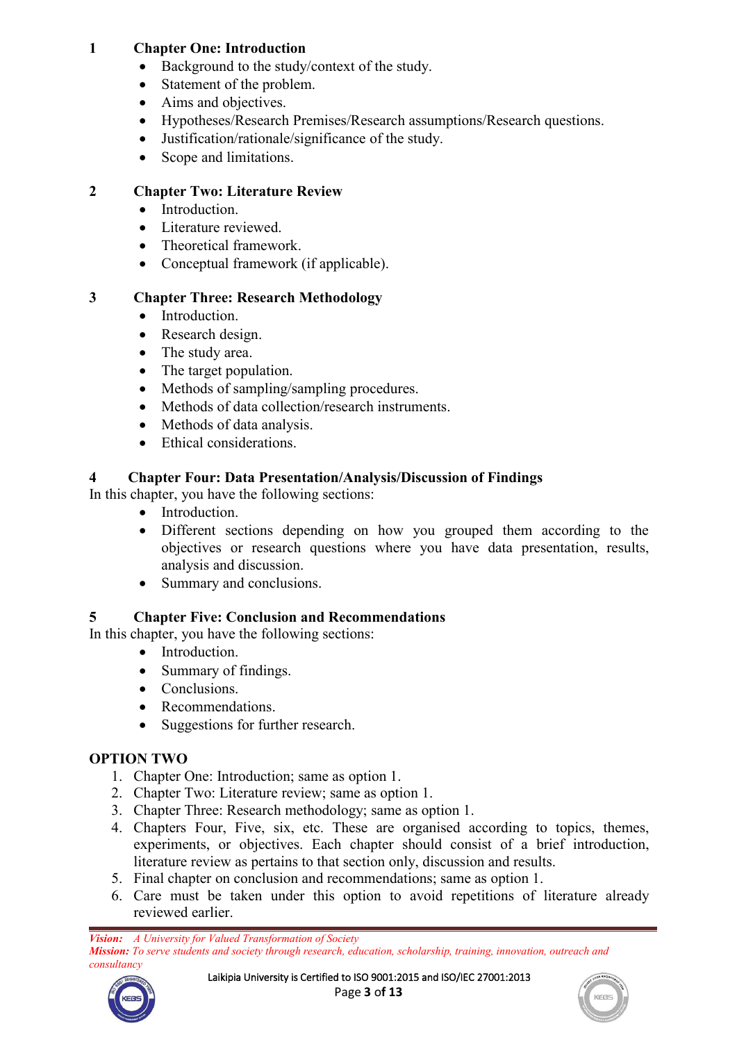## 1 Chapter One: Introduction

- Background to the study/context of the study.
- Statement of the problem.
- Aims and objectives.
- Hypotheses/Research Premises/Research assumptions/Research questions.
- Justification/rationale/significance of the study.
- Scope and limitations.

## 2 Chapter Two: Literature Review

- Introduction.
- Literature reviewed.
- Theoretical framework.
- Conceptual framework (if applicable).

## 3 Chapter Three: Research Methodology

- Introduction.
- Research design.
- The study area.
- The target population.
- Methods of sampling/sampling procedures.
- Methods of data collection/research instruments.
- Methods of data analysis.
- Ethical considerations.

## 4 Chapter Four: Data Presentation/Analysis/Discussion of Findings

In this chapter, you have the following sections:

- Introduction.
- Different sections depending on how you grouped them according to the objectives or research questions where you have data presentation, results, analysis and discussion.
- Summary and conclusions.

## 5 Chapter Five: Conclusion and Recommendations

In this chapter, you have the following sections:

- Introduction.
- Summary of findings.
- Conclusions.
- Recommendations.
- Suggestions for further research.

## OPTION TWO

1. Chapter One: Introduction; same as option 1.
2. Chapter Two: Literature review; same as option 1.
3. Chapter Three: Research methodology; same as option 1.
4. Chapters Four, Five, six, etc. These are organised according to topics, themes, experiments, or objectives. Each chapter should consist of a brief introduction, literature review as pertains to that section only, discussion and results.
5. Final chapter on conclusion and recommendations; same as option 1.
6. Care must be taken under this option to avoid repetitions of literature already reviewed earlier.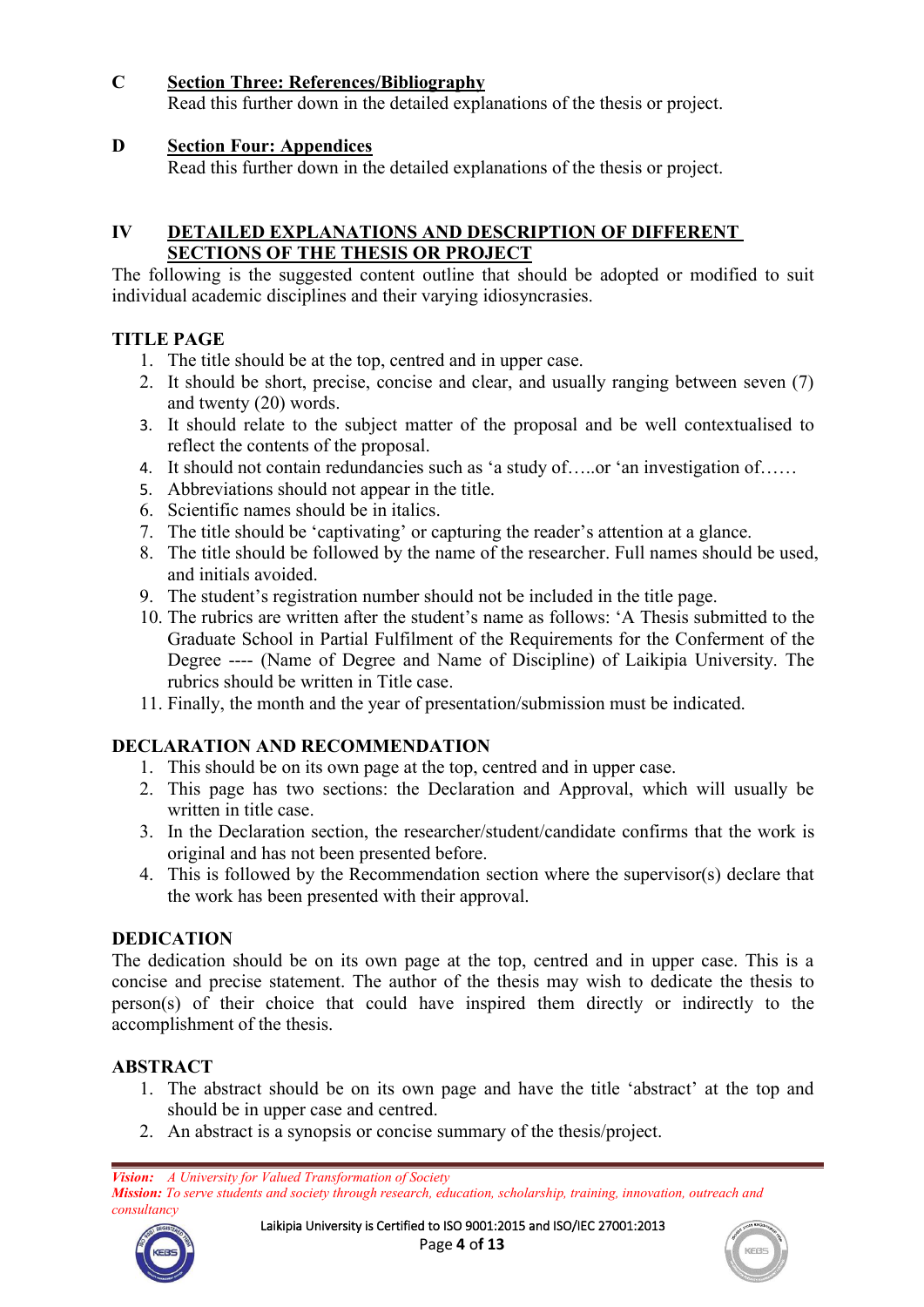**C** **Section Three: References/Bibliography**

Read this further down in the detailed explanations of the thesis or project.

**D** **Section Four: Appendices**

Read this further down in the detailed explanations of the thesis or project.

## IV DETAILED EXPLANATIONS AND DESCRIPTION OF DIFFERENT SECTIONS OF THE THESIS OR PROJECT

The following is the suggested content outline that should be adopted or modified to suit individual academic disciplines and their varying idiosyncrasies.

### TITLE PAGE

1. The title should be at the top, centred and in upper case.
2. It should be short, precise, concise and clear, and usually ranging between seven (7) and twenty (20) words.
3. It should relate to the subject matter of the proposal and be well contextualised to reflect the contents of the proposal.
4. It should not contain redundancies such as 'a study of…..or 'an investigation of……
5. Abbreviations should not appear in the title.
6. Scientific names should be in italics.
7. The title should be 'captivating' or capturing the reader's attention at a glance.
8. The title should be followed by the name of the researcher. Full names should be used, and initials avoided.
9. The student's registration number should not be included in the title page.
10. The rubrics are written after the student's name as follows: 'A Thesis submitted to the Graduate School in Partial Fulfilment of the Requirements for the Conferment of the Degree ---- (Name of Degree and Name of Discipline) of Laikipia University. The rubrics should be written in Title case.
11. Finally, the month and the year of presentation/submission must be indicated.

### DECLARATION AND RECOMMENDATION

1. This should be on its own page at the top, centred and in upper case.
2. This page has two sections: the Declaration and Approval, which will usually be written in title case.
3. In the Declaration section, the researcher/student/candidate confirms that the work is original and has not been presented before.
4. This is followed by the Recommendation section where the supervisor(s) declare that the work has been presented with their approval.

### DEDICATION

The dedication should be on its own page at the top, centred and in upper case. This is a concise and precise statement. The author of the thesis may wish to dedicate the thesis to person(s) of their choice that could have inspired them directly or indirectly to the accomplishment of the thesis.

### ABSTRACT

1. The abstract should be on its own page and have the title 'abstract' at the top and should be in upper case and centred.
2. An abstract is a synopsis or concise summary of the thesis/project.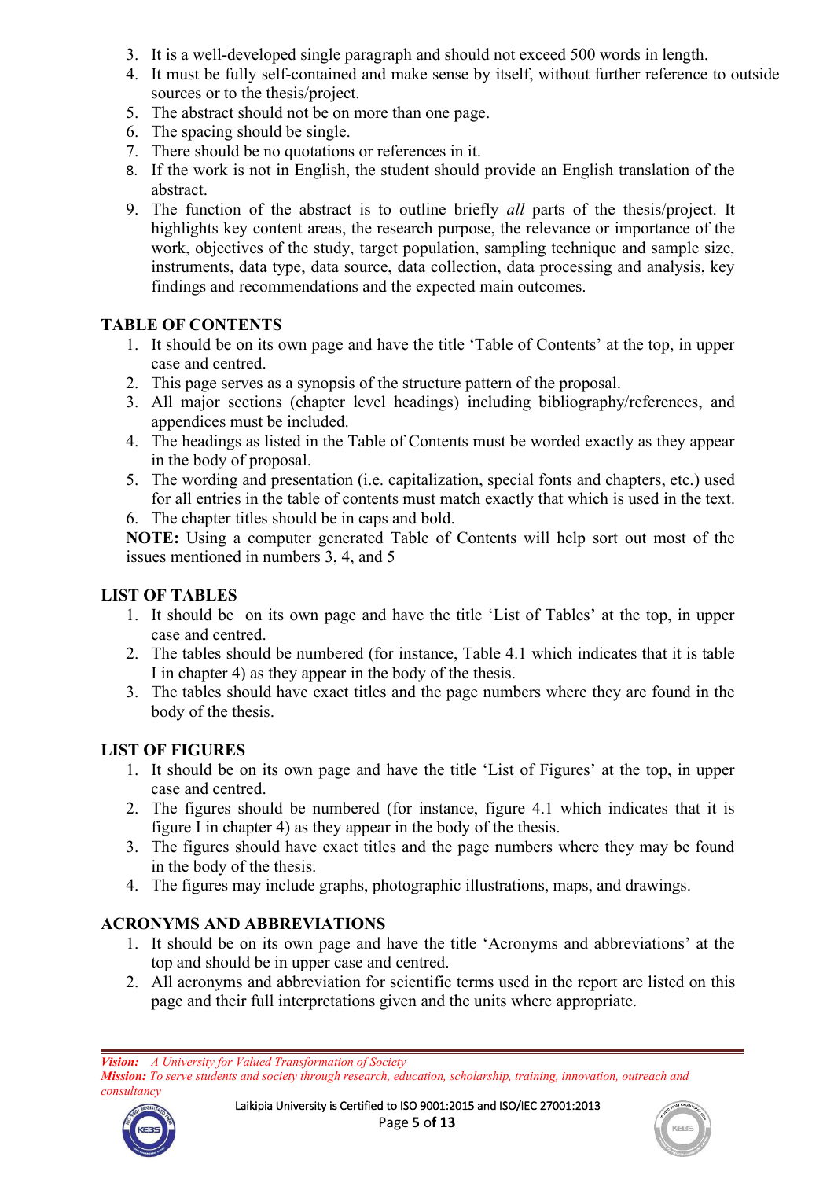3. It is a well-developed single paragraph and should not exceed 500 words in length.
4. It must be fully self-contained and make sense by itself, without further reference to outside sources or to the thesis/project.
5. The abstract should not be on more than one page.
6. The spacing should be single.
7. There should be no quotations or references in it.
8. If the work is not in English, the student should provide an English translation of the abstract.
9. The function of the abstract is to outline briefly *all* parts of the thesis/project. It highlights key content areas, the research purpose, the relevance or importance of the work, objectives of the study, target population, sampling technique and sample size, instruments, data type, data source, data collection, data processing and analysis, key findings and recommendations and the expected main outcomes.

**TABLE OF CONTENTS**

1. It should be on its own page and have the title 'Table of Contents' at the top, in upper case and centred.
2. This page serves as a synopsis of the structure pattern of the proposal.
3. All major sections (chapter level headings) including bibliography/references, and appendices must be included.
4. The headings as listed in the Table of Contents must be worded exactly as they appear in the body of proposal.
5. The wording and presentation (i.e. capitalization, special fonts and chapters, etc.) used for all entries in the table of contents must match exactly that which is used in the text.
6. The chapter titles should be in caps and bold.

**NOTE:** Using a computer generated Table of Contents will help sort out most of the issues mentioned in numbers 3, 4, and 5

**LIST OF TABLES**

1. It should be on its own page and have the title 'List of Tables' at the top, in upper case and centred.
2. The tables should be numbered (for instance, Table 4.1 which indicates that it is table I in chapter 4) as they appear in the body of the thesis.
3. The tables should have exact titles and the page numbers where they are found in the body of the thesis.

**LIST OF FIGURES**

1. It should be on its own page and have the title 'List of Figures' at the top, in upper case and centred.
2. The figures should be numbered (for instance, figure 4.1 which indicates that it is figure I in chapter 4) as they appear in the body of the thesis.
3. The figures should have exact titles and the page numbers where they may be found in the body of the thesis.
4. The figures may include graphs, photographic illustrations, maps, and drawings.

**ACRONYMS AND ABBREVIATIONS**

1. It should be on its own page and have the title 'Acronyms and abbreviations' at the top and should be in upper case and centred.
2. All acronyms and abbreviation for scientific terms used in the report are listed on this page and their full interpretations given and the units where appropriate.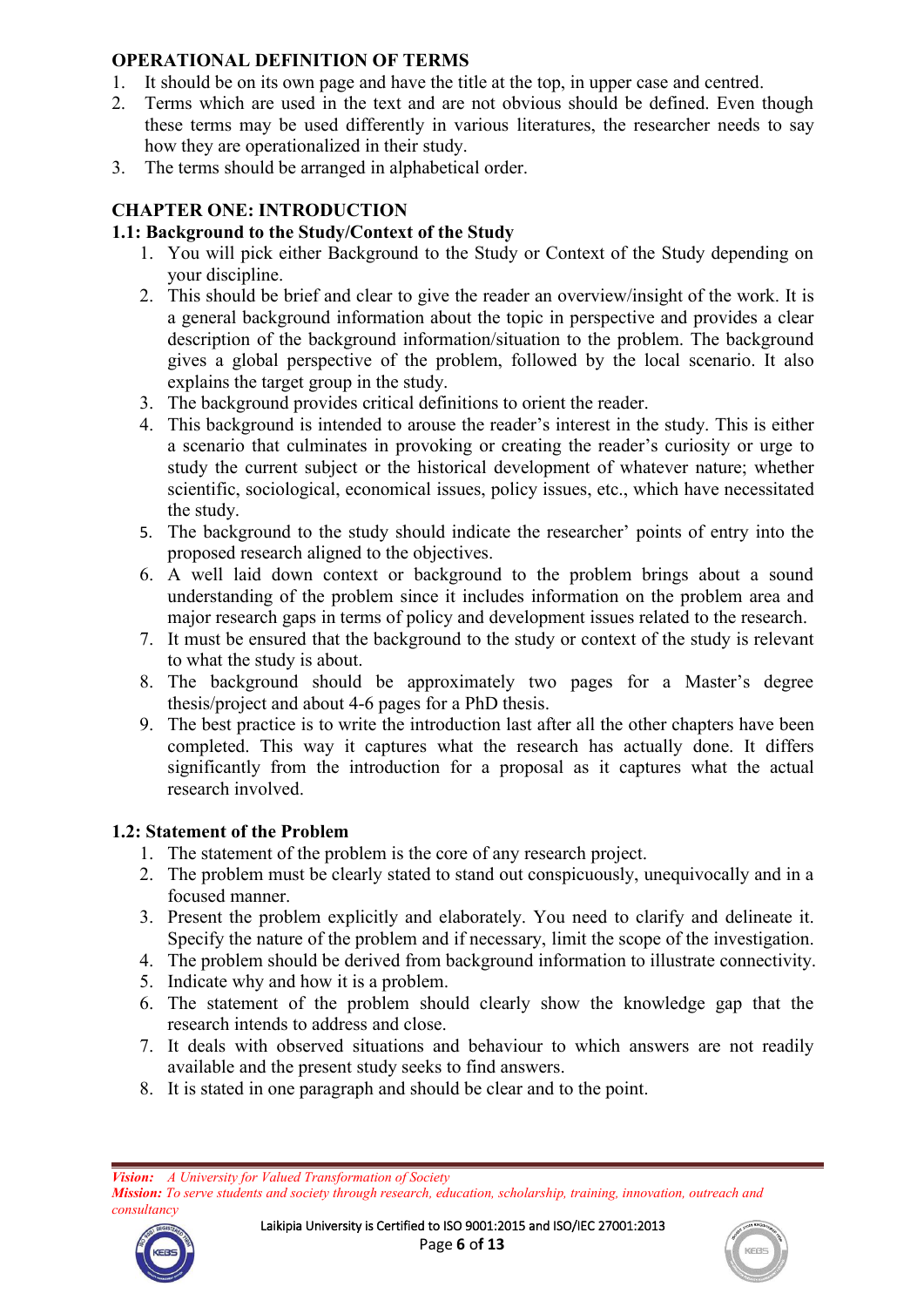## OPERATIONAL DEFINITION OF TERMS

1. It should be on its own page and have the title at the top, in upper case and centred.
2. Terms which are used in the text and are not obvious should be defined. Even though these terms may be used differently in various literatures, the researcher needs to say how they are operationalized in their study.
3. The terms should be arranged in alphabetical order.

## CHAPTER ONE: INTRODUCTION

### 1.1: Background to the Study/Context of the Study

1. You will pick either Background to the Study or Context of the Study depending on your discipline.
2. This should be brief and clear to give the reader an overview/insight of the work. It is a general background information about the topic in perspective and provides a clear description of the background information/situation to the problem. The background gives a global perspective of the problem, followed by the local scenario. It also explains the target group in the study.
3. The background provides critical definitions to orient the reader.
4. This background is intended to arouse the reader's interest in the study. This is either a scenario that culminates in provoking or creating the reader's curiosity or urge to study the current subject or the historical development of whatever nature; whether scientific, sociological, economical issues, policy issues, etc., which have necessitated the study.
5. The background to the study should indicate the researcher' points of entry into the proposed research aligned to the objectives.
6. A well laid down context or background to the problem brings about a sound understanding of the problem since it includes information on the problem area and major research gaps in terms of policy and development issues related to the research.
7. It must be ensured that the background to the study or context of the study is relevant to what the study is about.
8. The background should be approximately two pages for a Master's degree thesis/project and about 4-6 pages for a PhD thesis.
9. The best practice is to write the introduction last after all the other chapters have been completed. This way it captures what the research has actually done. It differs significantly from the introduction for a proposal as it captures what the actual research involved.

### 1.2: Statement of the Problem

1. The statement of the problem is the core of any research project.
2. The problem must be clearly stated to stand out conspicuously, unequivocally and in a focused manner.
3. Present the problem explicitly and elaborately. You need to clarify and delineate it. Specify the nature of the problem and if necessary, limit the scope of the investigation.
4. The problem should be derived from background information to illustrate connectivity.
5. Indicate why and how it is a problem.
6. The statement of the problem should clearly show the knowledge gap that the research intends to address and close.
7. It deals with observed situations and behaviour to which answers are not readily available and the present study seeks to find answers.
8. It is stated in one paragraph and should be clear and to the point.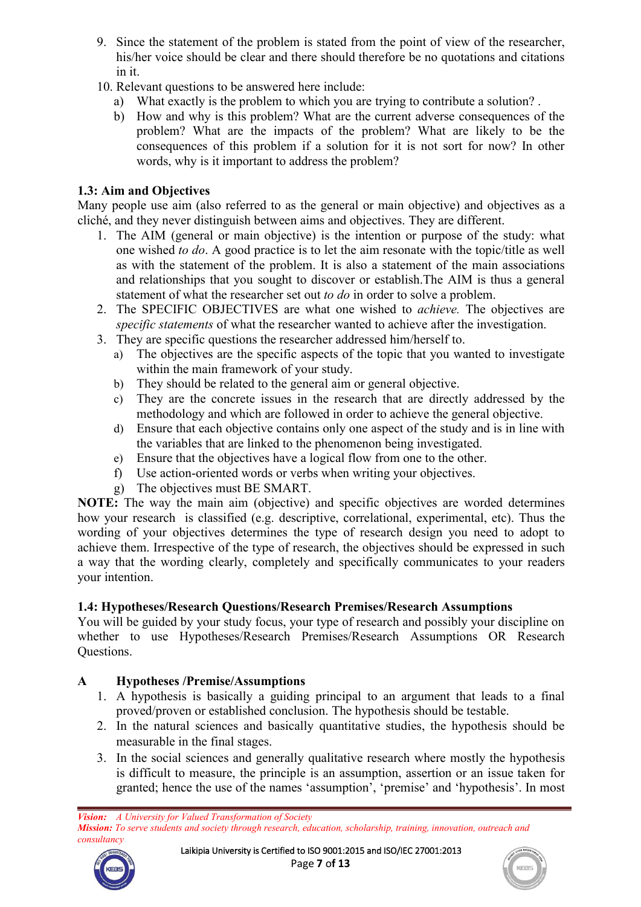9. Since the statement of the problem is stated from the point of view of the researcher, his/her voice should be clear and there should therefore be no quotations and citations in it.
10. Relevant questions to be answered here include:
    a) What exactly is the problem to which you are trying to contribute a solution? .
    b) How and why is this problem? What are the current adverse consequences of the problem? What are the impacts of the problem? What are likely to be the consequences of this problem if a solution for it is not sort for now? In other words, why is it important to address the problem?

### 1.3: Aim and Objectives

Many people use aim (also referred to as the general or main objective) and objectives as a cliché, and they never distinguish between aims and objectives. They are different.

1. The AIM (general or main objective) is the intention or purpose of the study: what one wished *to do*. A good practice is to let the aim resonate with the topic/title as well as with the statement of the problem. It is also a statement of the main associations and relationships that you sought to discover or establish.The AIM is thus a general statement of what the researcher set out *to do* in order to solve a problem.
2. The SPECIFIC OBJECTIVES are what one wished to *achieve.* The objectives are *specific statements* of what the researcher wanted to achieve after the investigation.
3. They are specific questions the researcher addressed him/herself to.
    a) The objectives are the specific aspects of the topic that you wanted to investigate within the main framework of your study.
    b) They should be related to the general aim or general objective.
    c) They are the concrete issues in the research that are directly addressed by the methodology and which are followed in order to achieve the general objective.
    d) Ensure that each objective contains only one aspect of the study and is in line with the variables that are linked to the phenomenon being investigated.
    e) Ensure that the objectives have a logical flow from one to the other.
    f) Use action-oriented words or verbs when writing your objectives.
    g) The objectives must BE SMART.

**NOTE:** The way the main aim (objective) and specific objectives are worded determines how your research is classified (e.g. descriptive, correlational, experimental, etc). Thus the wording of your objectives determines the type of research design you need to adopt to achieve them. Irrespective of the type of research, the objectives should be expressed in such a way that the wording clearly, completely and specifically communicates to your readers your intention.

### 1.4: Hypotheses/Research Questions/Research Premises/Research Assumptions

You will be guided by your study focus, your type of research and possibly your discipline on whether to use Hypotheses/Research Premises/Research Assumptions OR Research Questions.

#### A Hypotheses /Premise/Assumptions

1. A hypothesis is basically a guiding principal to an argument that leads to a final proved/proven or established conclusion. The hypothesis should be testable.
2. In the natural sciences and basically quantitative studies, the hypothesis should be measurable in the final stages.
3. In the social sciences and generally qualitative research where mostly the hypothesis is difficult to measure, the principle is an assumption, assertion or an issue taken for granted; hence the use of the names 'assumption', 'premise' and 'hypothesis'. In most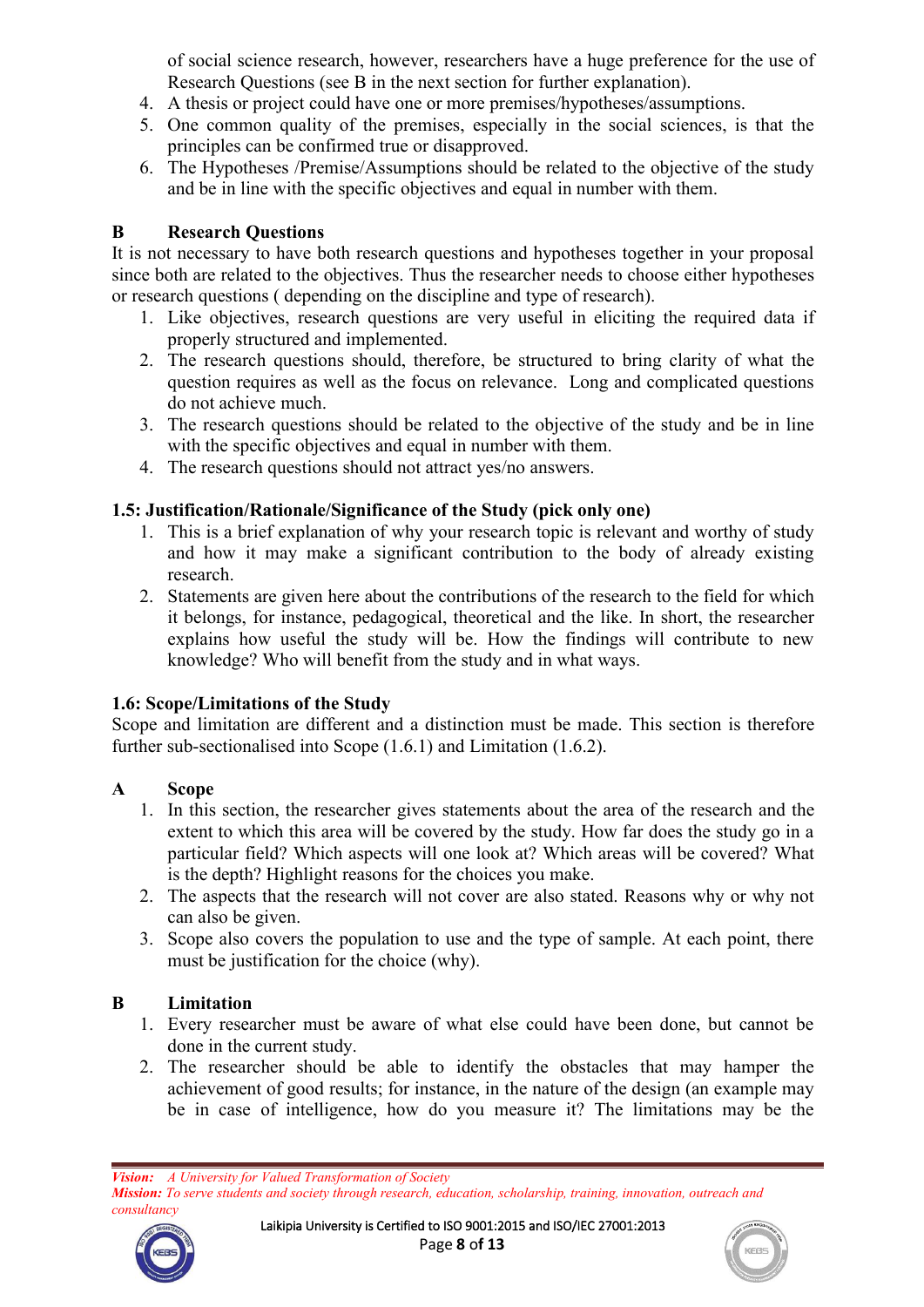of social science research, however, researchers have a huge preference for the use of Research Questions (see B in the next section for further explanation).

4. A thesis or project could have one or more premises/hypotheses/assumptions.
5. One common quality of the premises, especially in the social sciences, is that the principles can be confirmed true or disapproved.
6. The Hypotheses /Premise/Assumptions should be related to the objective of the study and be in line with the specific objectives and equal in number with them.

**B Research Questions**

It is not necessary to have both research questions and hypotheses together in your proposal since both are related to the objectives. Thus the researcher needs to choose either hypotheses or research questions ( depending on the discipline and type of research).

1. Like objectives, research questions are very useful in eliciting the required data if properly structured and implemented.
2. The research questions should, therefore, be structured to bring clarity of what the question requires as well as the focus on relevance. Long and complicated questions do not achieve much.
3. The research questions should be related to the objective of the study and be in line with the specific objectives and equal in number with them.
4. The research questions should not attract yes/no answers.

**1.5: Justification/Rationale/Significance of the Study (pick only one)**

1. This is a brief explanation of why your research topic is relevant and worthy of study and how it may make a significant contribution to the body of already existing research.
2. Statements are given here about the contributions of the research to the field for which it belongs, for instance, pedagogical, theoretical and the like. In short, the researcher explains how useful the study will be. How the findings will contribute to new knowledge? Who will benefit from the study and in what ways.

**1.6: Scope/Limitations of the Study**

Scope and limitation are different and a distinction must be made. This section is therefore further sub-sectionalised into Scope (1.6.1) and Limitation (1.6.2).

**A Scope**

1. In this section, the researcher gives statements about the area of the research and the extent to which this area will be covered by the study. How far does the study go in a particular field? Which aspects will one look at? Which areas will be covered? What is the depth? Highlight reasons for the choices you make.
2. The aspects that the research will not cover are also stated. Reasons why or why not can also be given.
3. Scope also covers the population to use and the type of sample. At each point, there must be justification for the choice (why).

**B Limitation**

1. Every researcher must be aware of what else could have been done, but cannot be done in the current study.
2. The researcher should be able to identify the obstacles that may hamper the achievement of good results; for instance, in the nature of the design (an example may be in case of intelligence, how do you measure it? The limitations may be the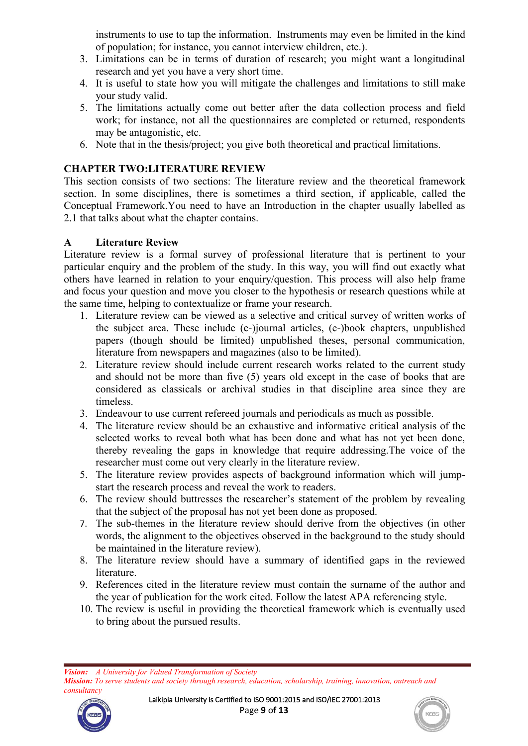instruments to use to tap the information. Instruments may even be limited in the kind of population; for instance, you cannot interview children, etc.).

3. Limitations can be in terms of duration of research; you might want a longitudinal research and yet you have a very short time.
4. It is useful to state how you will mitigate the challenges and limitations to still make your study valid.
5. The limitations actually come out better after the data collection process and field work; for instance, not all the questionnaires are completed or returned, respondents may be antagonistic, etc.
6. Note that in the thesis/project; you give both theoretical and practical limitations.

## CHAPTER TWO:LITERATURE REVIEW

This section consists of two sections: The literature review and the theoretical framework section. In some disciplines, there is sometimes a third section, if applicable, called the Conceptual Framework.You need to have an Introduction in the chapter usually labelled as 2.1 that talks about what the chapter contains.

### A Literature Review

Literature review is a formal survey of professional literature that is pertinent to your particular enquiry and the problem of the study. In this way, you will find out exactly what others have learned in relation to your enquiry/question. This process will also help frame and focus your question and move you closer to the hypothesis or research questions while at the same time, helping to contextualize or frame your research.

1. Literature review can be viewed as a selective and critical survey of written works of the subject area. These include (e-)journal articles, (e-)book chapters, unpublished papers (though should be limited) unpublished theses, personal communication, literature from newspapers and magazines (also to be limited).
2. Literature review should include current research works related to the current study and should not be more than five (5) years old except in the case of books that are considered as classicals or archival studies in that discipline area since they are timeless.
3. Endeavour to use current refereed journals and periodicals as much as possible.
4. The literature review should be an exhaustive and informative critical analysis of the selected works to reveal both what has been done and what has not yet been done, thereby revealing the gaps in knowledge that require addressing.The voice of the researcher must come out very clearly in the literature review.
5. The literature review provides aspects of background information which will jump-start the research process and reveal the work to readers.
6. The review should buttresses the researcher's statement of the problem by revealing that the subject of the proposal has not yet been done as proposed.
7. The sub-themes in the literature review should derive from the objectives (in other words, the alignment to the objectives observed in the background to the study should be maintained in the literature review).
8. The literature review should have a summary of identified gaps in the reviewed literature.
9. References cited in the literature review must contain the surname of the author and the year of publication for the work cited. Follow the latest APA referencing style.
10. The review is useful in providing the theoretical framework which is eventually used to bring about the pursued results.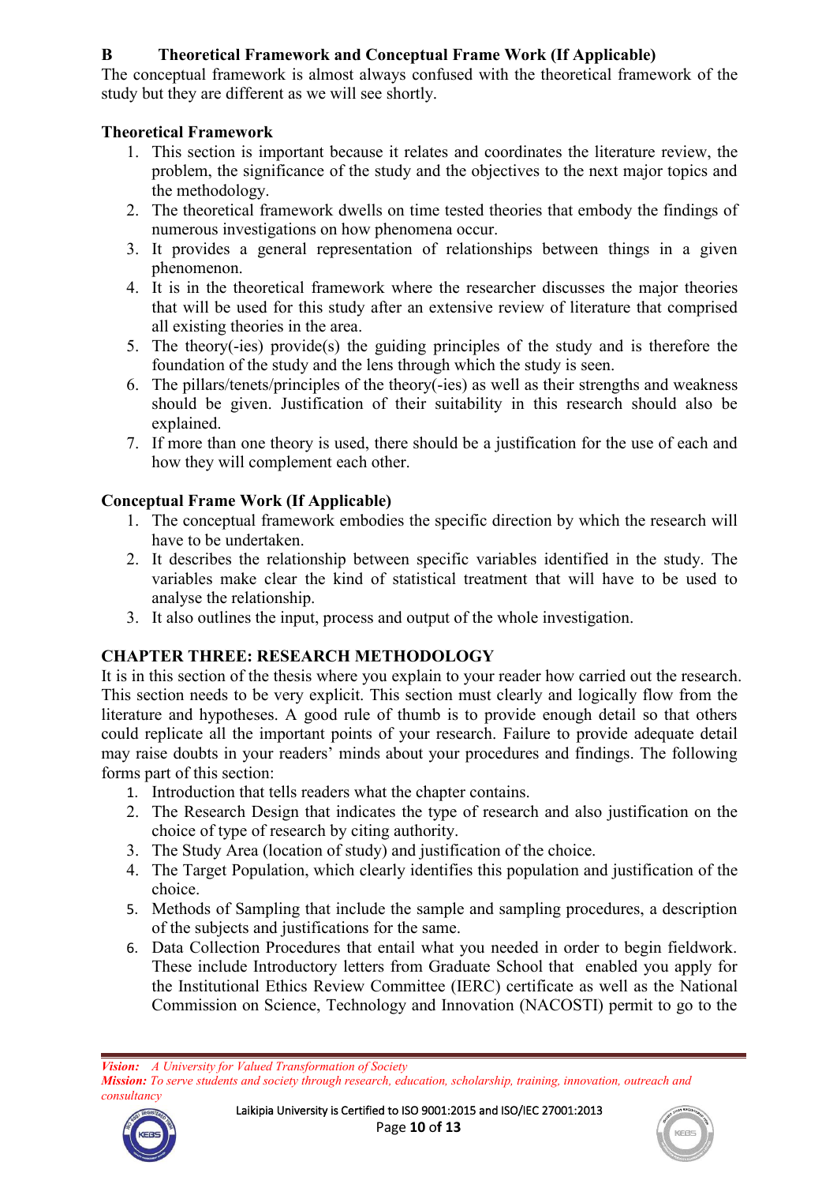## B Theoretical Framework and Conceptual Frame Work (If Applicable)

The conceptual framework is almost always confused with the theoretical framework of the study but they are different as we will see shortly.

### Theoretical Framework

1. This section is important because it relates and coordinates the literature review, the problem, the significance of the study and the objectives to the next major topics and the methodology.
2. The theoretical framework dwells on time tested theories that embody the findings of numerous investigations on how phenomena occur.
3. It provides a general representation of relationships between things in a given phenomenon.
4. It is in the theoretical framework where the researcher discusses the major theories that will be used for this study after an extensive review of literature that comprised all existing theories in the area.
5. The theory(-ies) provide(s) the guiding principles of the study and is therefore the foundation of the study and the lens through which the study is seen.
6. The pillars/tenets/principles of the theory(-ies) as well as their strengths and weakness should be given. Justification of their suitability in this research should also be explained.
7. If more than one theory is used, there should be a justification for the use of each and how they will complement each other.

### Conceptual Frame Work (If Applicable)

1. The conceptual framework embodies the specific direction by which the research will have to be undertaken.
2. It describes the relationship between specific variables identified in the study. The variables make clear the kind of statistical treatment that will have to be used to analyse the relationship.
3. It also outlines the input, process and output of the whole investigation.

## CHAPTER THREE: RESEARCH METHODOLOGY

It is in this section of the thesis where you explain to your reader how carried out the research. This section needs to be very explicit. This section must clearly and logically flow from the literature and hypotheses. A good rule of thumb is to provide enough detail so that others could replicate all the important points of your research. Failure to provide adequate detail may raise doubts in your readers' minds about your procedures and findings. The following forms part of this section:

1. Introduction that tells readers what the chapter contains.
2. The Research Design that indicates the type of research and also justification on the choice of type of research by citing authority.
3. The Study Area (location of study) and justification of the choice.
4. The Target Population, which clearly identifies this population and justification of the choice.
5. Methods of Sampling that include the sample and sampling procedures, a description of the subjects and justifications for the same.
6. Data Collection Procedures that entail what you needed in order to begin fieldwork. These include Introductory letters from Graduate School that enabled you apply for the Institutional Ethics Review Committee (IERC) certificate as well as the National Commission on Science, Technology and Innovation (NACOSTI) permit to go to the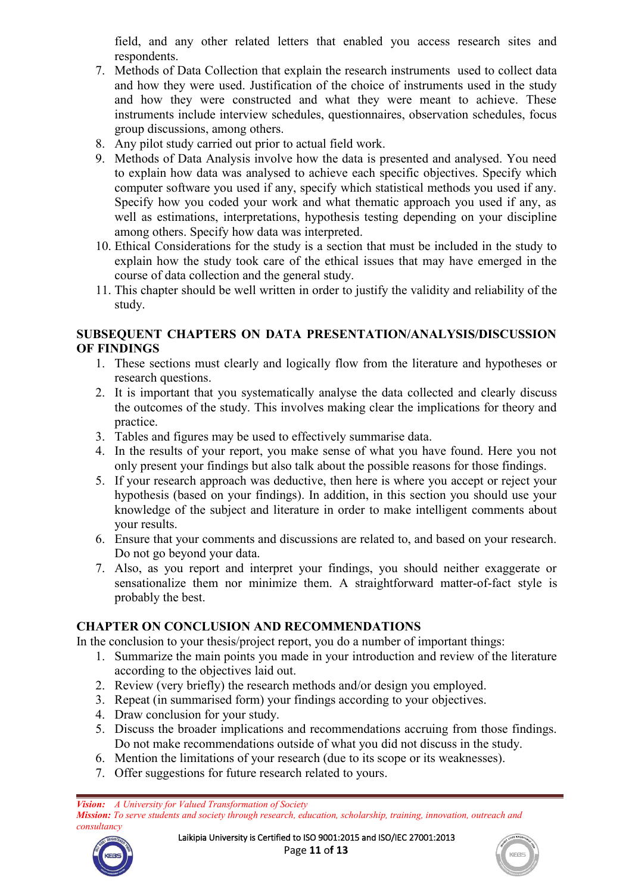field, and any other related letters that enabled you access research sites and respondents.

7. Methods of Data Collection that explain the research instruments used to collect data and how they were used. Justification of the choice of instruments used in the study and how they were constructed and what they were meant to achieve. These instruments include interview schedules, questionnaires, observation schedules, focus group discussions, among others.
8. Any pilot study carried out prior to actual field work.
9. Methods of Data Analysis involve how the data is presented and analysed. You need to explain how data was analysed to achieve each specific objectives. Specify which computer software you used if any, specify which statistical methods you used if any. Specify how you coded your work and what thematic approach you used if any, as well as estimations, interpretations, hypothesis testing depending on your discipline among others. Specify how data was interpreted.
10. Ethical Considerations for the study is a section that must be included in the study to explain how the study took care of the ethical issues that may have emerged in the course of data collection and the general study.
11. This chapter should be well written in order to justify the validity and reliability of the study.

**SUBSEQUENT CHAPTERS ON DATA PRESENTATION/ANALYSIS/DISCUSSION OF FINDINGS**

1. These sections must clearly and logically flow from the literature and hypotheses or research questions.
2. It is important that you systematically analyse the data collected and clearly discuss the outcomes of the study. This involves making clear the implications for theory and practice.
3. Tables and figures may be used to effectively summarise data.
4. In the results of your report, you make sense of what you have found. Here you not only present your findings but also talk about the possible reasons for those findings.
5. If your research approach was deductive, then here is where you accept or reject your hypothesis (based on your findings). In addition, in this section you should use your knowledge of the subject and literature in order to make intelligent comments about your results.
6. Ensure that your comments and discussions are related to, and based on your research. Do not go beyond your data.
7. Also, as you report and interpret your findings, you should neither exaggerate or sensationalize them nor minimize them. A straightforward matter-of-fact style is probably the best.

**CHAPTER ON CONCLUSION AND RECOMMENDATIONS**

In the conclusion to your thesis/project report, you do a number of important things:

1. Summarize the main points you made in your introduction and review of the literature according to the objectives laid out.
2. Review (very briefly) the research methods and/or design you employed.
3. Repeat (in summarised form) your findings according to your objectives.
4. Draw conclusion for your study.
5. Discuss the broader implications and recommendations accruing from those findings. Do not make recommendations outside of what you did not discuss in the study.
6. Mention the limitations of your research (due to its scope or its weaknesses).
7. Offer suggestions for future research related to yours.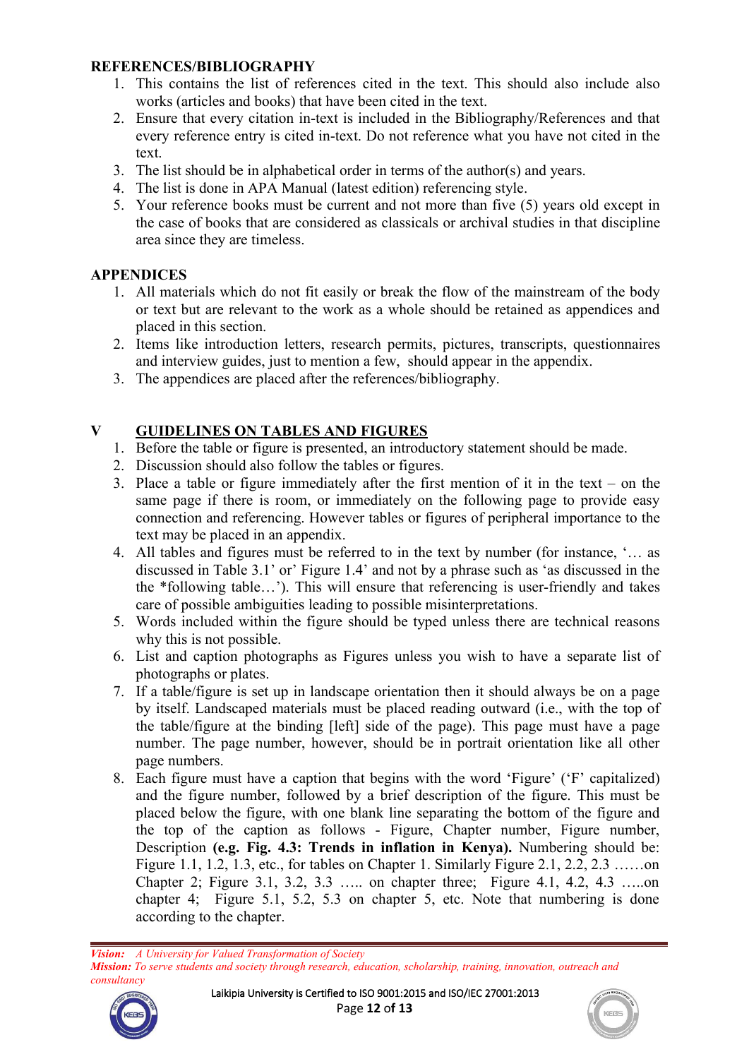**REFERENCES/BIBLIOGRAPHY**

1. This contains the list of references cited in the text. This should also include also works (articles and books) that have been cited in the text.
2. Ensure that every citation in-text is included in the Bibliography/References and that every reference entry is cited in-text. Do not reference what you have not cited in the text.
3. The list should be in alphabetical order in terms of the author(s) and years.
4. The list is done in APA Manual (latest edition) referencing style.
5. Your reference books must be current and not more than five (5) years old except in the case of books that are considered as classicals or archival studies in that discipline area since they are timeless.

**APPENDICES**

1. All materials which do not fit easily or break the flow of the mainstream of the body or text but are relevant to the work as a whole should be retained as appendices and placed in this section.
2. Items like introduction letters, research permits, pictures, transcripts, questionnaires and interview guides, just to mention a few, should appear in the appendix.
3. The appendices are placed after the references/bibliography.

**V <u>GUIDELINES ON TABLES AND FIGURES</u>**

1. Before the table or figure is presented, an introductory statement should be made.
2. Discussion should also follow the tables or figures.
3. Place a table or figure immediately after the first mention of it in the text – on the same page if there is room, or immediately on the following page to provide easy connection and referencing. However tables or figures of peripheral importance to the text may be placed in an appendix.
4. All tables and figures must be referred to in the text by number (for instance, '… as discussed in Table 3.1' or' Figure 1.4' and not by a phrase such as 'as discussed in the the *following table…'). This will ensure that referencing is user-friendly and takes care of possible ambiguities leading to possible misinterpretations.
5. Words included within the figure should be typed unless there are technical reasons why this is not possible.
6. List and caption photographs as Figures unless you wish to have a separate list of photographs or plates.
7. If a table/figure is set up in landscape orientation then it should always be on a page by itself. Landscaped materials must be placed reading outward (i.e., with the top of the table/figure at the binding [left] side of the page). This page must have a page number. The page number, however, should be in portrait orientation like all other page numbers.
8. Each figure must have a caption that begins with the word 'Figure' ('F' capitalized) and the figure number, followed by a brief description of the figure. This must be placed below the figure, with one blank line separating the bottom of the figure and the top of the caption as follows - Figure, Chapter number, Figure number, Description **(e.g. Fig. 4.3: Trends in inflation in Kenya).** Numbering should be: Figure 1.1, 1.2, 1.3, etc., for tables on Chapter 1. Similarly Figure 2.1, 2.2, 2.3 ……on Chapter 2; Figure 3.1, 3.2, 3.3 ….. on chapter three; Figure 4.1, 4.2, 4.3 …..on chapter 4; Figure 5.1, 5.2, 5.3 on chapter 5, etc. Note that numbering is done according to the chapter.

*Vision: A University for Valued Transformation of Society*
*Mission: To serve students and society through research, education, scholarship, training, innovation, outreach and consultancy*

Laikipia University is Certified to ISO 9001:2015 and ISO/IEC 27001:2013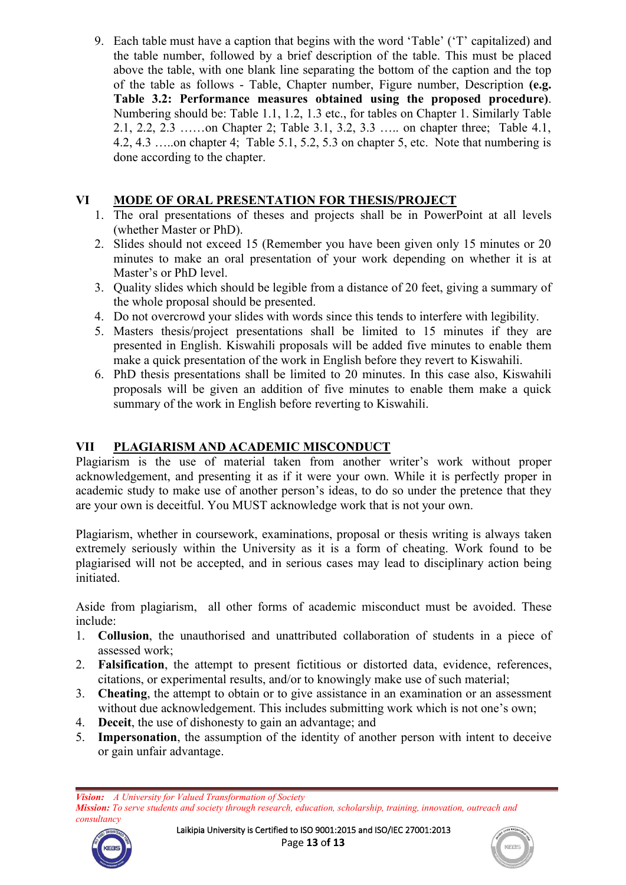9. Each table must have a caption that begins with the word 'Table' ('T' capitalized) and the table number, followed by a brief description of the table. This must be placed above the table, with one blank line separating the bottom of the caption and the top of the table as follows - Table, Chapter number, Figure number, Description **(e.g. Table 3.2: Performance measures obtained using the proposed procedure)**. Numbering should be: Table 1.1, 1.2, 1.3 etc., for tables on Chapter 1. Similarly Table 2.1, 2.2, 2.3 ……on Chapter 2; Table 3.1, 3.2, 3.3 ….. on chapter three; Table 4.1, 4.2, 4.3 …..on chapter 4; Table 5.1, 5.2, 5.3 on chapter 5, etc. Note that numbering is done according to the chapter.

## VI MODE OF ORAL PRESENTATION FOR THESIS/PROJECT

1. The oral presentations of theses and projects shall be in PowerPoint at all levels (whether Master or PhD).
2. Slides should not exceed 15 (Remember you have been given only 15 minutes or 20 minutes to make an oral presentation of your work depending on whether it is at Master's or PhD level.
3. Quality slides which should be legible from a distance of 20 feet, giving a summary of the whole proposal should be presented.
4. Do not overcrowd your slides with words since this tends to interfere with legibility.
5. Masters thesis/project presentations shall be limited to 15 minutes if they are presented in English. Kiswahili proposals will be added five minutes to enable them make a quick presentation of the work in English before they revert to Kiswahili.
6. PhD thesis presentations shall be limited to 20 minutes. In this case also, Kiswahili proposals will be given an addition of five minutes to enable them make a quick summary of the work in English before reverting to Kiswahili.

## VII PLAGIARISM AND ACADEMIC MISCONDUCT

Plagiarism is the use of material taken from another writer's work without proper acknowledgement, and presenting it as if it were your own. While it is perfectly proper in academic study to make use of another person's ideas, to do so under the pretence that they are your own is deceitful. You MUST acknowledge work that is not your own.

Plagiarism, whether in coursework, examinations, proposal or thesis writing is always taken extremely seriously within the University as it is a form of cheating. Work found to be plagiarised will not be accepted, and in serious cases may lead to disciplinary action being initiated.

Aside from plagiarism, all other forms of academic misconduct must be avoided. These include:

1. **Collusion**, the unauthorised and unattributed collaboration of students in a piece of assessed work;
2. **Falsification**, the attempt to present fictitious or distorted data, evidence, references, citations, or experimental results, and/or to knowingly make use of such material;
3. **Cheating**, the attempt to obtain or to give assistance in an examination or an assessment without due acknowledgement. This includes submitting work which is not one's own;
4. **Deceit**, the use of dishonesty to gain an advantage; and
5. **Impersonation**, the assumption of the identity of another person with intent to deceive or gain unfair advantage.